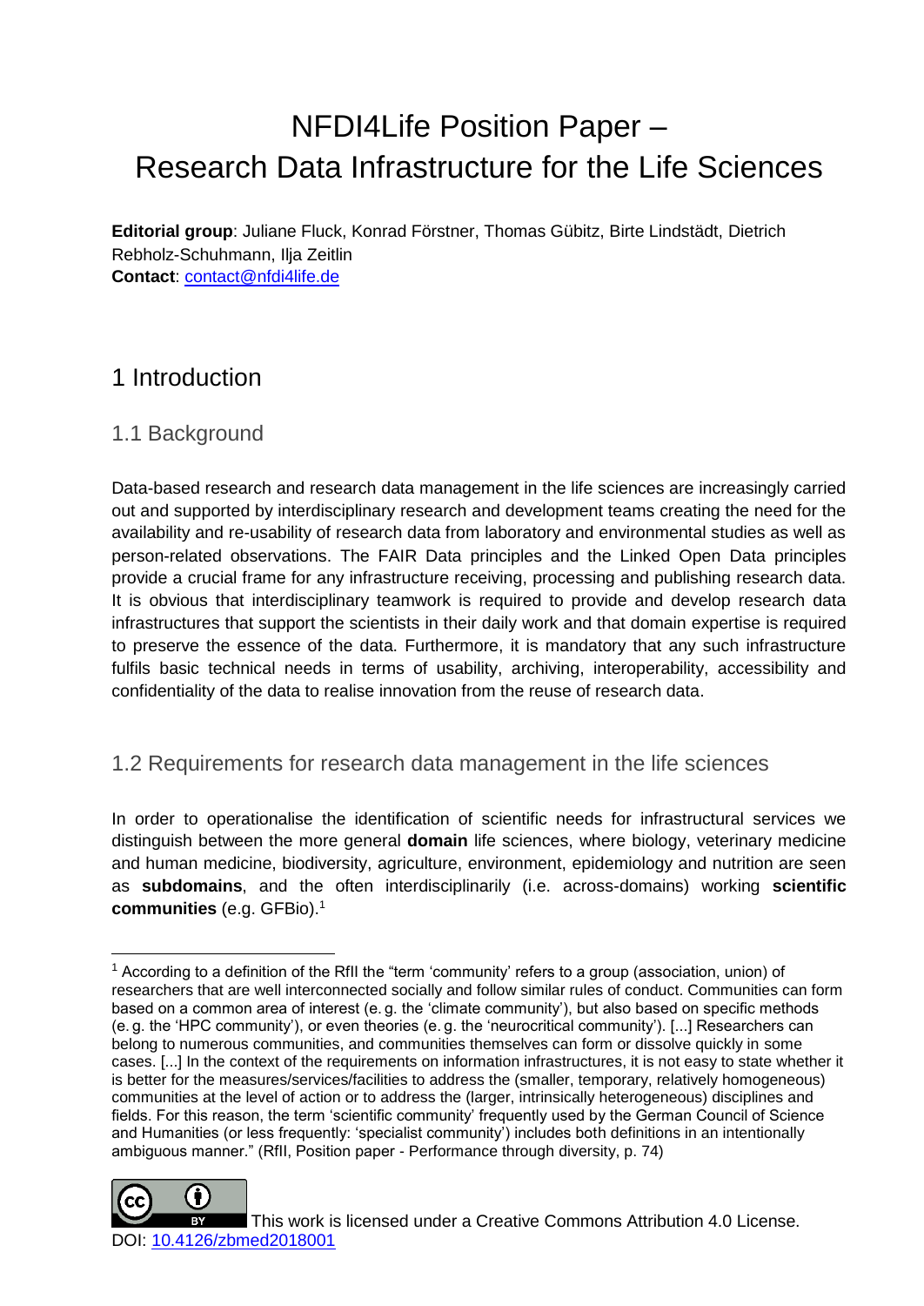# NFDI4Life Position Paper – Research Data Infrastructure for the Life Sciences

**Editorial group**: Juliane Fluck, Konrad Förstner, Thomas Gübitz, Birte Lindstädt, Dietrich Rebholz-Schuhmann, Ilja Zeitlin
**Contact**: contact@nfdi4life.de

## 1 Introduction

### 1.1 Background

Data-based research and research data management in the life sciences are increasingly carried out and supported by interdisciplinary research and development teams creating the need for the availability and re-usability of research data from laboratory and environmental studies as well as person-related observations. The FAIR Data principles and the Linked Open Data principles provide a crucial frame for any infrastructure receiving, processing and publishing research data. It is obvious that interdisciplinary teamwork is required to provide and develop research data infrastructures that support the scientists in their daily work and that domain expertise is required to preserve the essence of the data. Furthermore, it is mandatory that any such infrastructure fulfils basic technical needs in terms of usability, archiving, interoperability, accessibility and confidentiality of the data to realise innovation from the reuse of research data.

### 1.2 Requirements for research data management in the life sciences

In order to operationalise the identification of scientific needs for infrastructural services we distinguish between the more general **domain** life sciences, where biology, veterinary medicine and human medicine, biodiversity, agriculture, environment, epidemiology and nutrition are seen as **subdomains**, and the often interdisciplinarily (i.e. across-domains) working **scientific communities** (e.g. GFBio).[1]

[1] According to a definition of the RfII the "term 'community' refers to a group (association, union) of researchers that are well interconnected socially and follow similar rules of conduct. Communities can form based on a common area of interest (e. g. the 'climate community'), but also based on specific methods (e. g. the 'HPC community'), or even theories (e. g. the 'neurocritical community'). [...] Researchers can belong to numerous communities, and communities themselves can form or dissolve quickly in some cases. [...] In the context of the requirements on information infrastructures, it is not easy to state whether it is better for the measures/services/facilities to address the (smaller, temporary, relatively homogeneous) communities at the level of action or to address the (larger, intrinsically heterogeneous) disciplines and fields. For this reason, the term 'scientific community' frequently used by the German Council of Science and Humanities (or less frequently: 'specialist community') includes both definitions in an intentionally ambiguous manner." (RfII, Position paper - Performance through diversity, p. 74)

This work is licensed under a Creative Commons Attribution 4.0 License.
DOI: 10.4126/zbmed2018001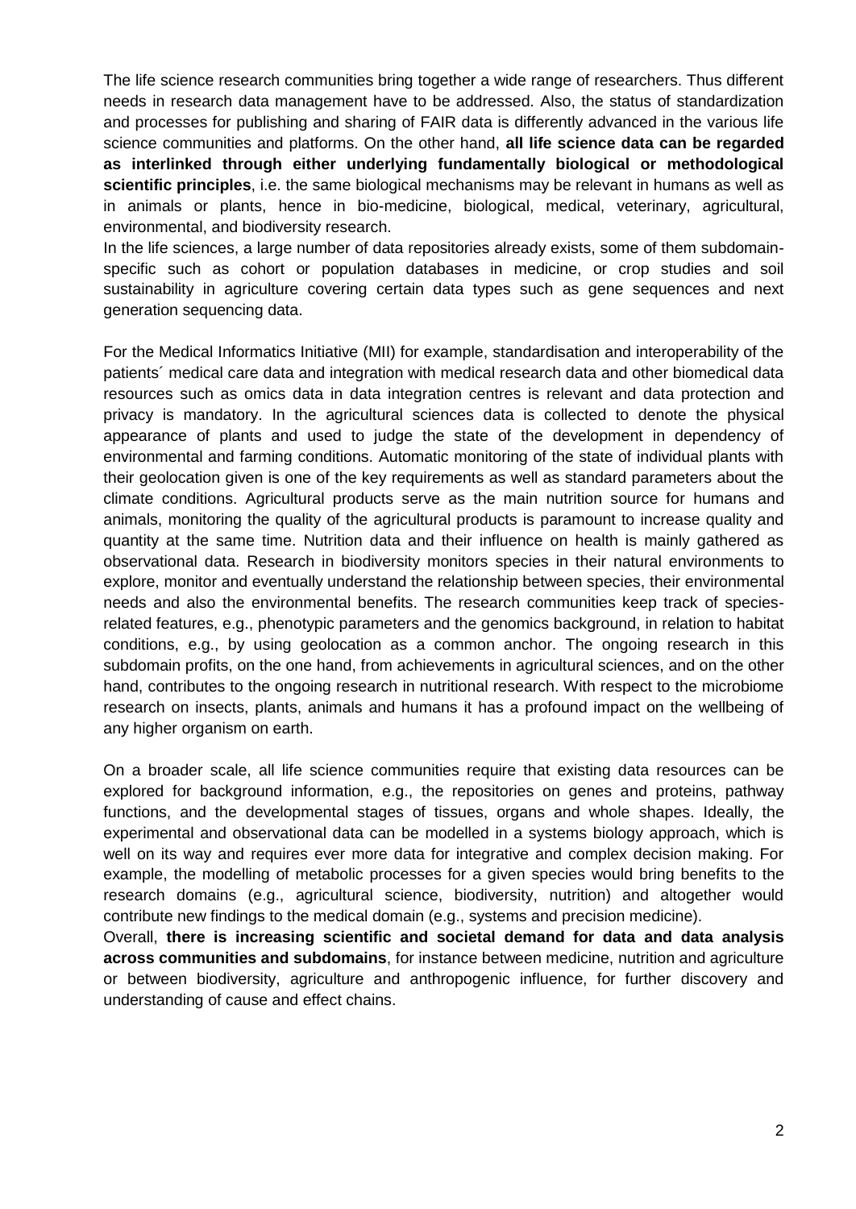The life science research communities bring together a wide range of researchers. Thus different needs in research data management have to be addressed. Also, the status of standardization and processes for publishing and sharing of FAIR data is differently advanced in the various life science communities and platforms. On the other hand, **all life science data can be regarded as interlinked through either underlying fundamentally biological or methodological scientific principles**, i.e. the same biological mechanisms may be relevant in humans as well as in animals or plants, hence in bio-medicine, biological, medical, veterinary, agricultural, environmental, and biodiversity research.
In the life sciences, a large number of data repositories already exists, some of them subdomain-specific such as cohort or population databases in medicine, or crop studies and soil sustainability in agriculture covering certain data types such as gene sequences and next generation sequencing data.

For the Medical Informatics Initiative (MII) for example, standardisation and interoperability of the patients´ medical care data and integration with medical research data and other biomedical data resources such as omics data in data integration centres is relevant and data protection and privacy is mandatory. In the agricultural sciences data is collected to denote the physical appearance of plants and used to judge the state of the development in dependency of environmental and farming conditions. Automatic monitoring of the state of individual plants with their geolocation given is one of the key requirements as well as standard parameters about the climate conditions. Agricultural products serve as the main nutrition source for humans and animals, monitoring the quality of the agricultural products is paramount to increase quality and quantity at the same time. Nutrition data and their influence on health is mainly gathered as observational data. Research in biodiversity monitors species in their natural environments to explore, monitor and eventually understand the relationship between species, their environmental needs and also the environmental benefits. The research communities keep track of species-related features, e.g., phenotypic parameters and the genomics background, in relation to habitat conditions, e.g., by using geolocation as a common anchor. The ongoing research in this subdomain profits, on the one hand, from achievements in agricultural sciences, and on the other hand, contributes to the ongoing research in nutritional research. With respect to the microbiome research on insects, plants, animals and humans it has a profound impact on the wellbeing of any higher organism on earth.

On a broader scale, all life science communities require that existing data resources can be explored for background information, e.g., the repositories on genes and proteins, pathway functions, and the developmental stages of tissues, organs and whole shapes. Ideally, the experimental and observational data can be modelled in a systems biology approach, which is well on its way and requires ever more data for integrative and complex decision making. For example, the modelling of metabolic processes for a given species would bring benefits to the research domains (e.g., agricultural science, biodiversity, nutrition) and altogether would contribute new findings to the medical domain (e.g., systems and precision medicine).
Overall, **there is increasing scientific and societal demand for data and data analysis across communities and subdomains**, for instance between medicine, nutrition and agriculture or between biodiversity, agriculture and anthropogenic influence, for further discovery and understanding of cause and effect chains.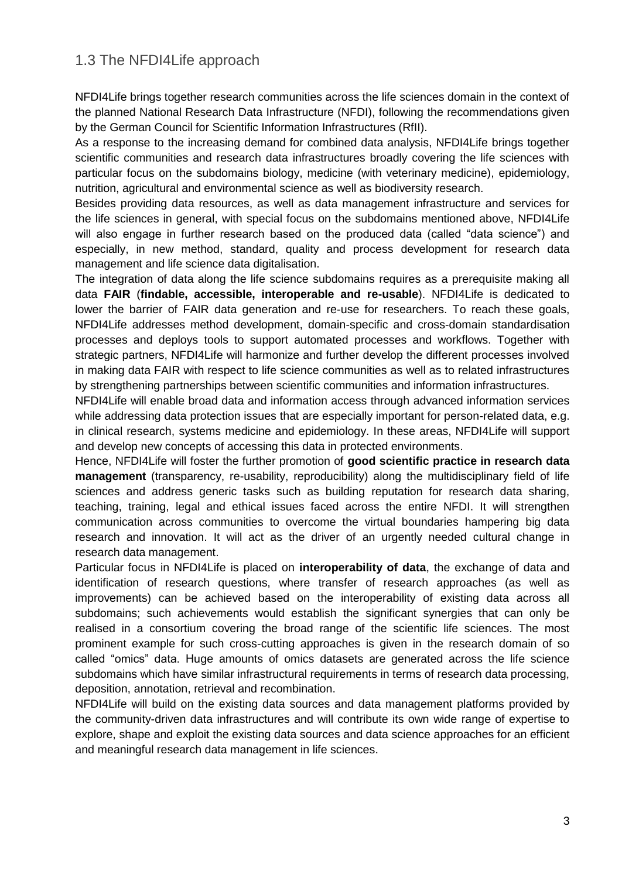## 1.3 The NFDI4Life approach

NFDI4Life brings together research communities across the life sciences domain in the context of the planned National Research Data Infrastructure (NFDI), following the recommendations given by the German Council for Scientific Information Infrastructures (RfII).

As a response to the increasing demand for combined data analysis, NFDI4Life brings together scientific communities and research data infrastructures broadly covering the life sciences with particular focus on the subdomains biology, medicine (with veterinary medicine), epidemiology, nutrition, agricultural and environmental science as well as biodiversity research.

Besides providing data resources, as well as data management infrastructure and services for the life sciences in general, with special focus on the subdomains mentioned above, NFDI4Life will also engage in further research based on the produced data (called "data science") and especially, in new method, standard, quality and process development for research data management and life science data digitalisation.

The integration of data along the life science subdomains requires as a prerequisite making all data **FAIR** (**findable, accessible, interoperable and re-usable**). NFDI4Life is dedicated to lower the barrier of FAIR data generation and re-use for researchers. To reach these goals, NFDI4Life addresses method development, domain-specific and cross-domain standardisation processes and deploys tools to support automated processes and workflows. Together with strategic partners, NFDI4Life will harmonize and further develop the different processes involved in making data FAIR with respect to life science communities as well as to related infrastructures by strengthening partnerships between scientific communities and information infrastructures.

NFDI4Life will enable broad data and information access through advanced information services while addressing data protection issues that are especially important for person-related data, e.g. in clinical research, systems medicine and epidemiology. In these areas, NFDI4Life will support and develop new concepts of accessing this data in protected environments.

Hence, NFDI4Life will foster the further promotion of **good scientific practice in research data management** (transparency, re-usability, reproducibility) along the multidisciplinary field of life sciences and address generic tasks such as building reputation for research data sharing, teaching, training, legal and ethical issues faced across the entire NFDI. It will strengthen communication across communities to overcome the virtual boundaries hampering big data research and innovation. It will act as the driver of an urgently needed cultural change in research data management.

Particular focus in NFDI4Life is placed on **interoperability of data**, the exchange of data and identification of research questions, where transfer of research approaches (as well as improvements) can be achieved based on the interoperability of existing data across all subdomains; such achievements would establish the significant synergies that can only be realised in a consortium covering the broad range of the scientific life sciences. The most prominent example for such cross-cutting approaches is given in the research domain of so called "omics" data. Huge amounts of omics datasets are generated across the life science subdomains which have similar infrastructural requirements in terms of research data processing, deposition, annotation, retrieval and recombination.

NFDI4Life will build on the existing data sources and data management platforms provided by the community-driven data infrastructures and will contribute its own wide range of expertise to explore, shape and exploit the existing data sources and data science approaches for an efficient and meaningful research data management in life sciences.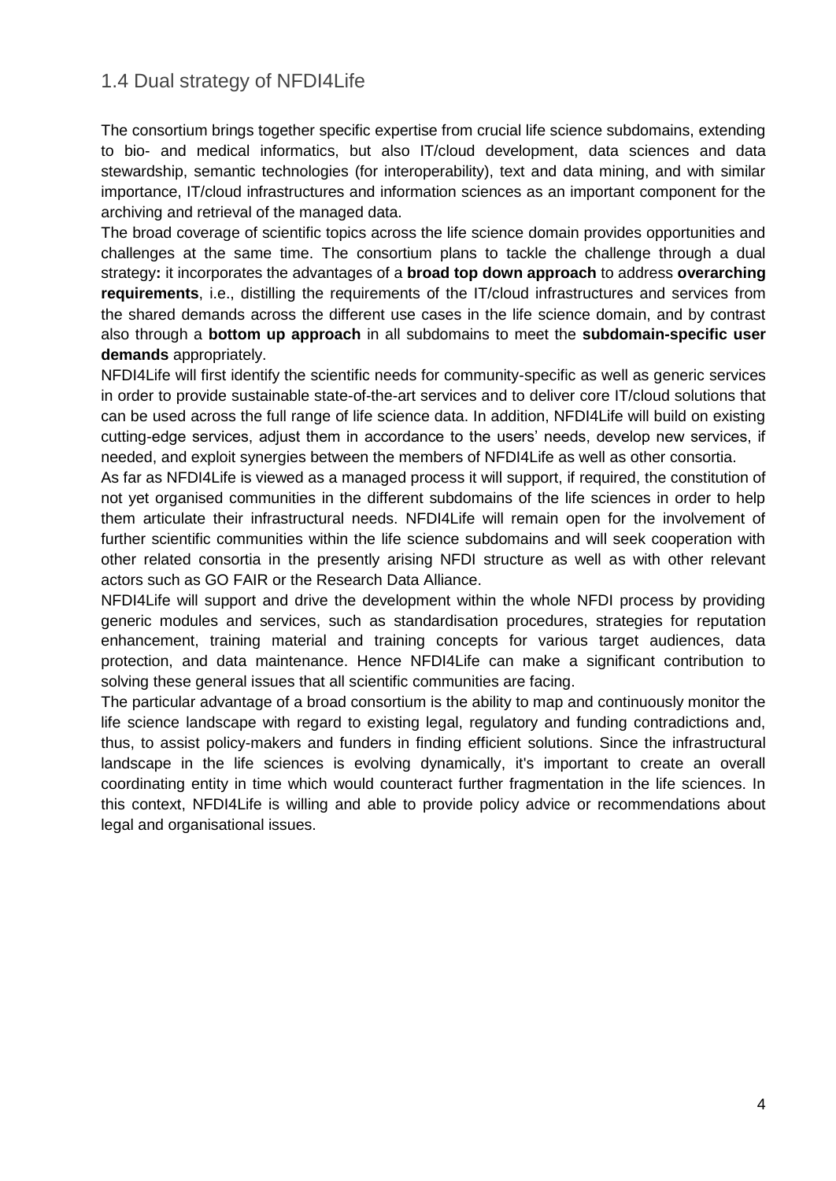## 1.4 Dual strategy of NFDI4Life

The consortium brings together specific expertise from crucial life science subdomains, extending to bio- and medical informatics, but also IT/cloud development, data sciences and data stewardship, semantic technologies (for interoperability), text and data mining, and with similar importance, IT/cloud infrastructures and information sciences as an important component for the archiving and retrieval of the managed data.

The broad coverage of scientific topics across the life science domain provides opportunities and challenges at the same time. The consortium plans to tackle the challenge through a dual strategy**:** it incorporates the advantages of a **broad top down approach** to address **overarching requirements**, i.e., distilling the requirements of the IT/cloud infrastructures and services from the shared demands across the different use cases in the life science domain, and by contrast also through a **bottom up approach** in all subdomains to meet the **subdomain-specific user demands** appropriately.

NFDI4Life will first identify the scientific needs for community-specific as well as generic services in order to provide sustainable state-of-the-art services and to deliver core IT/cloud solutions that can be used across the full range of life science data. In addition, NFDI4Life will build on existing cutting-edge services, adjust them in accordance to the users' needs, develop new services, if needed, and exploit synergies between the members of NFDI4Life as well as other consortia.

As far as NFDI4Life is viewed as a managed process it will support, if required, the constitution of not yet organised communities in the different subdomains of the life sciences in order to help them articulate their infrastructural needs. NFDI4Life will remain open for the involvement of further scientific communities within the life science subdomains and will seek cooperation with other related consortia in the presently arising NFDI structure as well as with other relevant actors such as GO FAIR or the Research Data Alliance.

NFDI4Life will support and drive the development within the whole NFDI process by providing generic modules and services, such as standardisation procedures, strategies for reputation enhancement, training material and training concepts for various target audiences, data protection, and data maintenance. Hence NFDI4Life can make a significant contribution to solving these general issues that all scientific communities are facing.

The particular advantage of a broad consortium is the ability to map and continuously monitor the life science landscape with regard to existing legal, regulatory and funding contradictions and, thus, to assist policy-makers and funders in finding efficient solutions. Since the infrastructural landscape in the life sciences is evolving dynamically, it's important to create an overall coordinating entity in time which would counteract further fragmentation in the life sciences. In this context, NFDI4Life is willing and able to provide policy advice or recommendations about legal and organisational issues.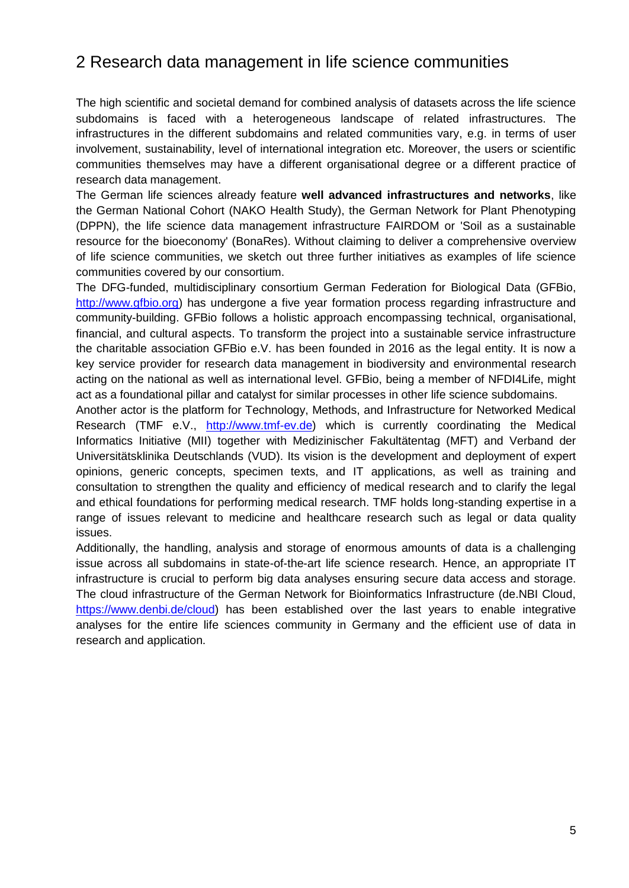## 2 Research data management in life science communities

The high scientific and societal demand for combined analysis of datasets across the life science subdomains is faced with a heterogeneous landscape of related infrastructures. The infrastructures in the different subdomains and related communities vary, e.g. in terms of user involvement, sustainability, level of international integration etc. Moreover, the users or scientific communities themselves may have a different organisational degree or a different practice of research data management.

The German life sciences already feature **well advanced infrastructures and networks**, like the German National Cohort (NAKO Health Study), the German Network for Plant Phenotyping (DPPN), the life science data management infrastructure FAIRDOM or 'Soil as a sustainable resource for the bioeconomy' (BonaRes). Without claiming to deliver a comprehensive overview of life science communities, we sketch out three further initiatives as examples of life science communities covered by our consortium.

The DFG-funded, multidisciplinary consortium German Federation for Biological Data (GFBio, http://www.gfbio.org) has undergone a five year formation process regarding infrastructure and community-building. GFBio follows a holistic approach encompassing technical, organisational, financial, and cultural aspects. To transform the project into a sustainable service infrastructure the charitable association GFBio e.V. has been founded in 2016 as the legal entity. It is now a key service provider for research data management in biodiversity and environmental research acting on the national as well as international level. GFBio, being a member of NFDI4Life, might act as a foundational pillar and catalyst for similar processes in other life science subdomains.

Another actor is the platform for Technology, Methods, and Infrastructure for Networked Medical Research (TMF e.V., http://www.tmf-ev.de) which is currently coordinating the Medical Informatics Initiative (MII) together with Medizinischer Fakultätentag (MFT) and Verband der Universitätsklinika Deutschlands (VUD). Its vision is the development and deployment of expert opinions, generic concepts, specimen texts, and IT applications, as well as training and consultation to strengthen the quality and efficiency of medical research and to clarify the legal and ethical foundations for performing medical research. TMF holds long-standing expertise in a range of issues relevant to medicine and healthcare research such as legal or data quality issues.

Additionally, the handling, analysis and storage of enormous amounts of data is a challenging issue across all subdomains in state-of-the-art life science research. Hence, an appropriate IT infrastructure is crucial to perform big data analyses ensuring secure data access and storage. The cloud infrastructure of the German Network for Bioinformatics Infrastructure (de.NBI Cloud, https://www.denbi.de/cloud) has been established over the last years to enable integrative analyses for the entire life sciences community in Germany and the efficient use of data in research and application.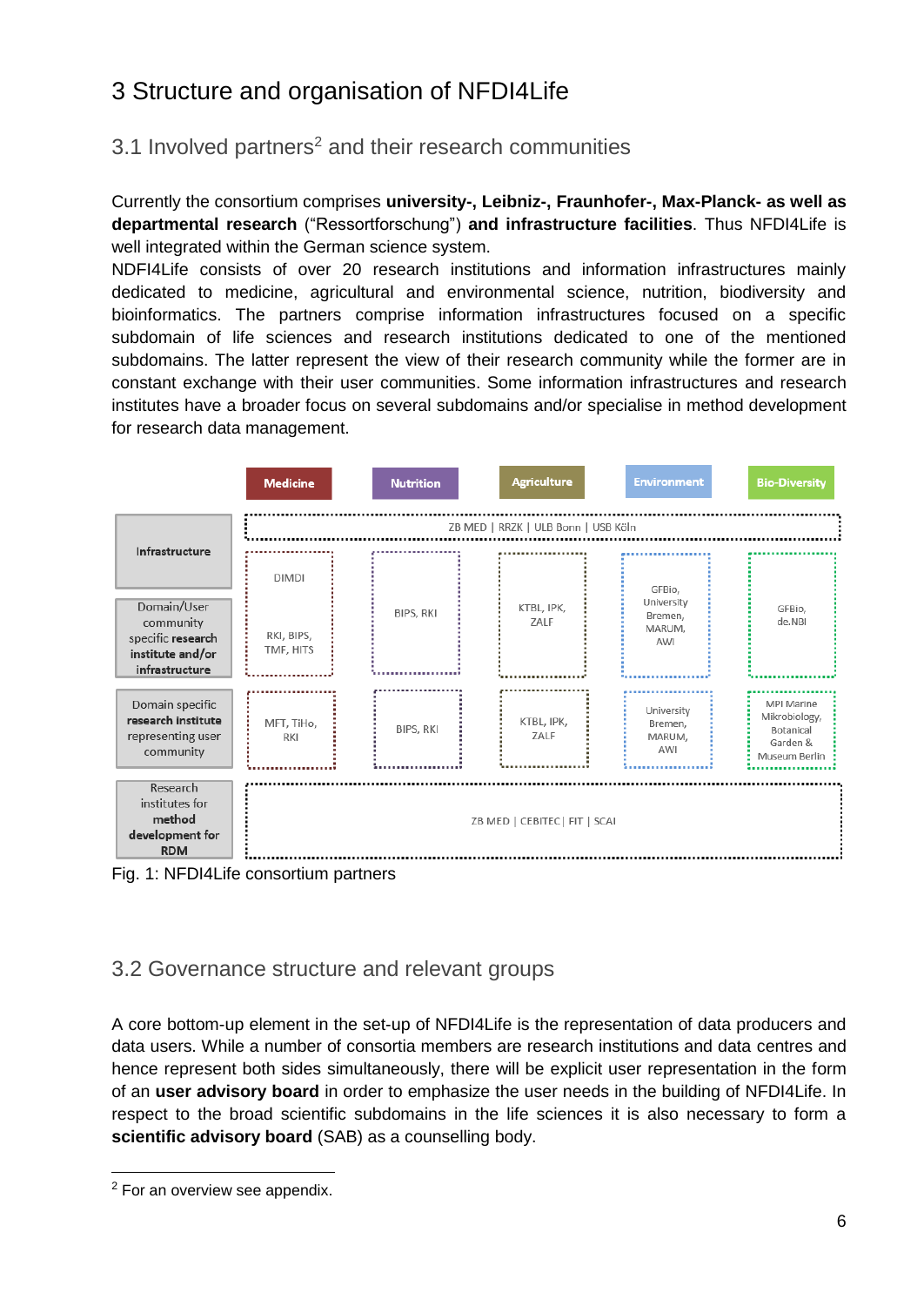# 3 Structure and organisation of NFDI4Life

## 3.1 Involved partners[2] and their research communities

Currently the consortium comprises **university-, Leibniz-, Fraunhofer-, Max-Planck- as well as departmental research** ("Ressortforschung") **and infrastructure facilities**. Thus NFDI4Life is well integrated within the German science system.

NDFI4Life consists of over 20 research institutions and information infrastructures mainly dedicated to medicine, agricultural and environmental science, nutrition, biodiversity and bioinformatics. The partners comprise information infrastructures focused on a specific subdomain of life sciences and research institutions dedicated to one of the mentioned subdomains. The latter represent the view of their research community while the former are in constant exchange with their user communities. Some information infrastructures and research institutes have a broader focus on several subdomains and/or specialise in method development for research data management.

| | Medicine | Nutrition | Agriculture | Environment | Bio-Diversity |
|---|---|---|---|---|---|
| Infrastructure | ZB MED \| RRZK \| ULB Bonn \| USB Köln | | | | |
| Domain/User community specific **research institute and/or infrastructure** | DIMDI<br>RKI, BIPS, TMF, HITS | BIPS, RKI | KTBL, IPK, ZALF | GFBio, University Bremen, MARUM, AWI | GFBio, de.NBI |
| Domain specific **research institute** representing user community | MFT, TiHo, RKI | BIPS, RKI | KTBL, IPK, ZALF | University Bremen, MARUM, AWI | MPI Marine Mikrobiology, Botanical Garden & Museum Berlin |
| Research institutes for **method development for RDM** | ZB MED \| CEBITEC \| FIT \| SCAI | | | | |

Fig. 1: NFDI4Life consortium partners

## 3.2 Governance structure and relevant groups

A core bottom-up element in the set-up of NFDI4Life is the representation of data producers and data users. While a number of consortia members are research institutions and data centres and hence represent both sides simultaneously, there will be explicit user representation in the form of an **user advisory board** in order to emphasize the user needs in the building of NFDI4Life. In respect to the broad scientific subdomains in the life sciences it is also necessary to form a **scientific advisory board** (SAB) as a counselling body.

[2] For an overview see appendix.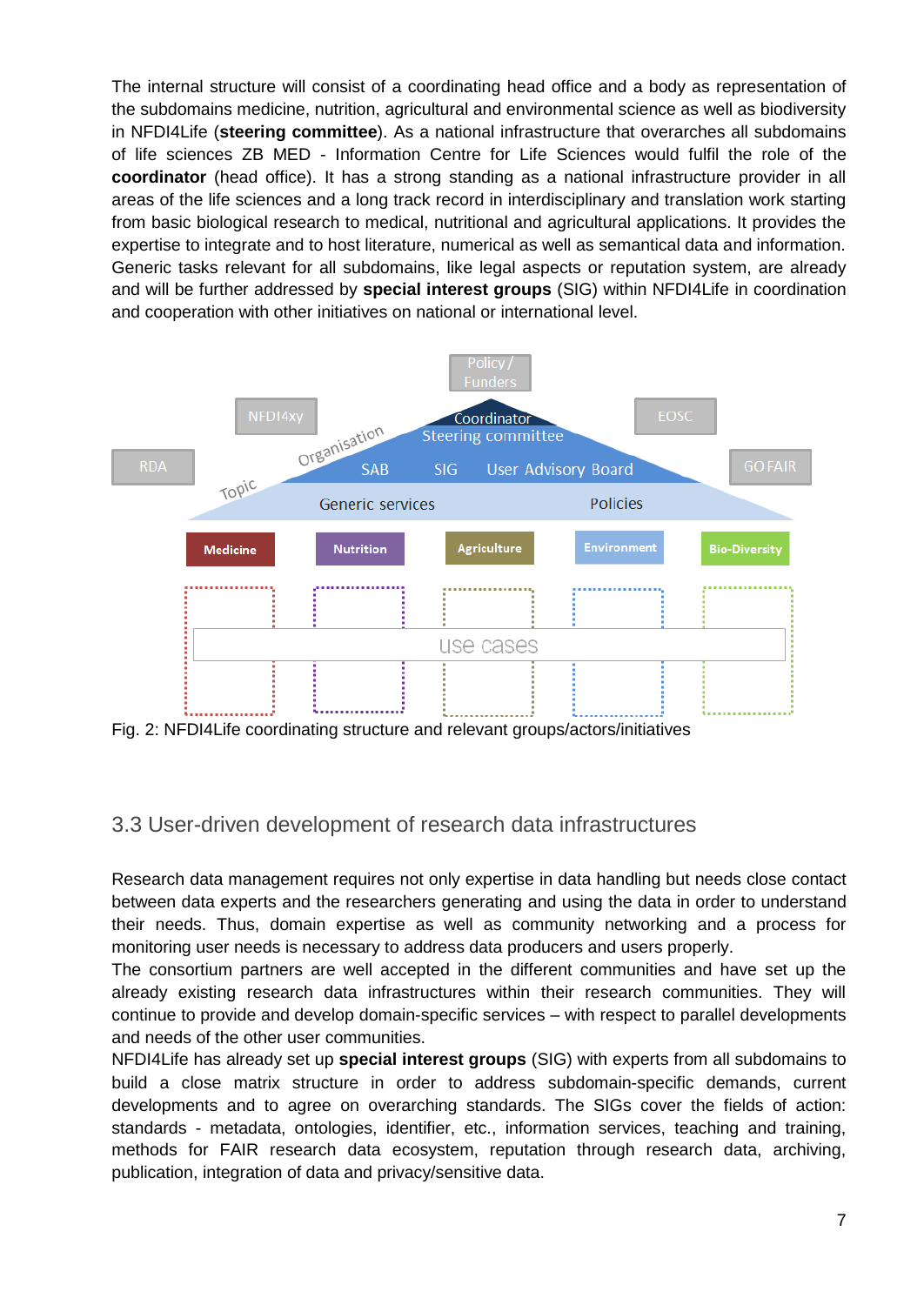The internal structure will consist of a coordinating head office and a body as representation of the subdomains medicine, nutrition, agricultural and environmental science as well as biodiversity in NFDI4Life (**steering committee**). As a national infrastructure that overarches all subdomains of life sciences ZB MED - Information Centre for Life Sciences would fulfil the role of the **coordinator** (head office). It has a strong standing as a national infrastructure provider in all areas of the life sciences and a long track record in interdisciplinary and translation work starting from basic biological research to medical, nutritional and agricultural applications. It provides the expertise to integrate and to host literature, numerical as well as semantical data and information. Generic tasks relevant for all subdomains, like legal aspects or reputation system, are already and will be further addressed by **special interest groups** (SIG) within NFDI4Life in coordination and cooperation with other initiatives on national or international level.

Fig. 2: NFDI4Life coordinating structure and relevant groups/actors/initiatives

## 3.3 User-driven development of research data infrastructures

Research data management requires not only expertise in data handling but needs close contact between data experts and the researchers generating and using the data in order to understand their needs. Thus, domain expertise as well as community networking and a process for monitoring user needs is necessary to address data producers and users properly.
The consortium partners are well accepted in the different communities and have set up the already existing research data infrastructures within their research communities. They will continue to provide and develop domain-specific services – with respect to parallel developments and needs of the other user communities.
NFDI4Life has already set up **special interest groups** (SIG) with experts from all subdomains to build a close matrix structure in order to address subdomain-specific demands, current developments and to agree on overarching standards. The SIGs cover the fields of action: standards - metadata, ontologies, identifier, etc., information services, teaching and training, methods for FAIR research data ecosystem, reputation through research data, archiving, publication, integration of data and privacy/sensitive data.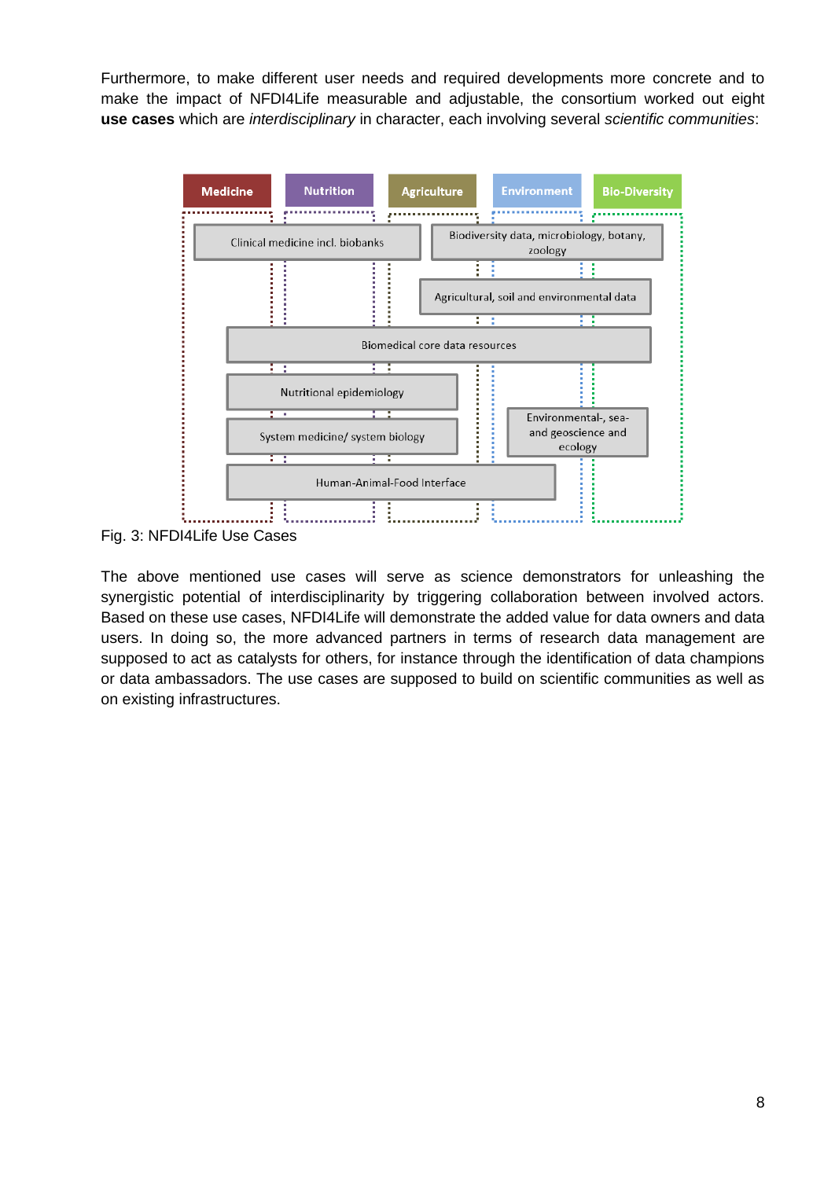Furthermore, to make different user needs and required developments more concrete and to make the impact of NFDI4Life measurable and adjustable, the consortium worked out eight **use cases** which are *interdisciplinary* in character, each involving several *scientific communities*:

Medicine | Nutrition | Agriculture | Environment | Bio-Diversity

Clinical medicine incl. biobanks

Biodiversity data, microbiology, botany, zoology

Agricultural, soil and environmental data

Biomedical core data resources

Nutritional epidemiology

System medicine/ system biology

Environmental-, sea- and geoscience and ecology

Human-Animal-Food Interface

Fig. 3: NFDI4Life Use Cases

The above mentioned use cases will serve as science demonstrators for unleashing the synergistic potential of interdisciplinarity by triggering collaboration between involved actors. Based on these use cases, NFDI4Life will demonstrate the added value for data owners and data users. In doing so, the more advanced partners in terms of research data management are supposed to act as catalysts for others, for instance through the identification of data champions or data ambassadors. The use cases are supposed to build on scientific communities as well as on existing infrastructures.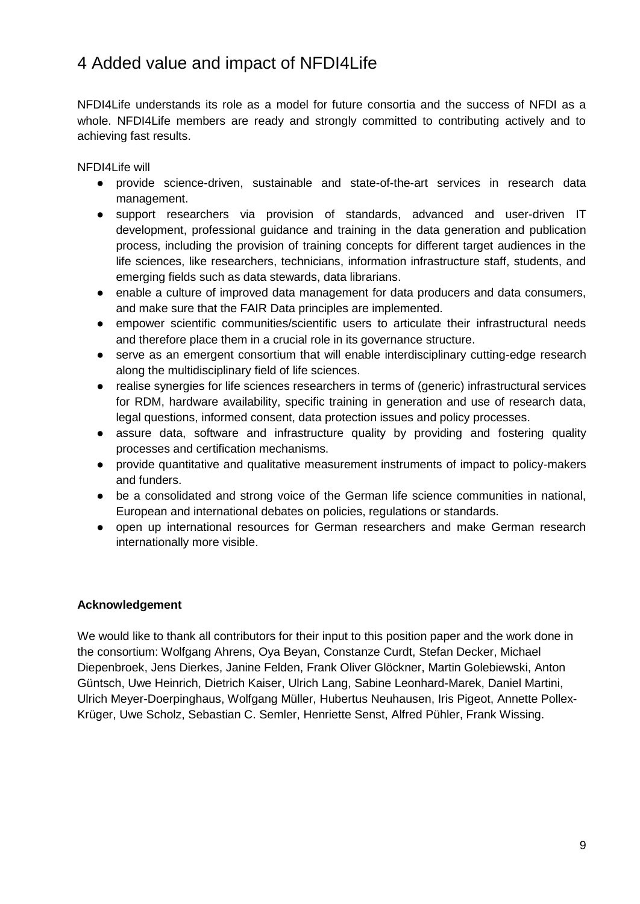# 4 Added value and impact of NFDI4Life

NFDI4Life understands its role as a model for future consortia and the success of NFDI as a whole. NFDI4Life members are ready and strongly committed to contributing actively and to achieving fast results.

NFDI4Life will

- provide science-driven, sustainable and state-of-the-art services in research data management.
- support researchers via provision of standards, advanced and user-driven IT development, professional guidance and training in the data generation and publication process, including the provision of training concepts for different target audiences in the life sciences, like researchers, technicians, information infrastructure staff, students, and emerging fields such as data stewards, data librarians.
- enable a culture of improved data management for data producers and data consumers, and make sure that the FAIR Data principles are implemented.
- empower scientific communities/scientific users to articulate their infrastructural needs and therefore place them in a crucial role in its governance structure.
- serve as an emergent consortium that will enable interdisciplinary cutting-edge research along the multidisciplinary field of life sciences.
- realise synergies for life sciences researchers in terms of (generic) infrastructural services for RDM, hardware availability, specific training in generation and use of research data, legal questions, informed consent, data protection issues and policy processes.
- assure data, software and infrastructure quality by providing and fostering quality processes and certification mechanisms.
- provide quantitative and qualitative measurement instruments of impact to policy-makers and funders.
- be a consolidated and strong voice of the German life science communities in national, European and international debates on policies, regulations or standards.
- open up international resources for German researchers and make German research internationally more visible.

**Acknowledgement**

We would like to thank all contributors for their input to this position paper and the work done in the consortium: Wolfgang Ahrens, Oya Beyan, Constanze Curdt, Stefan Decker, Michael Diepenbroek, Jens Dierkes, Janine Felden, Frank Oliver Glöckner, Martin Golebiewski, Anton Güntsch, Uwe Heinrich, Dietrich Kaiser, Ulrich Lang, Sabine Leonhard-Marek, Daniel Martini, Ulrich Meyer-Doerpinghaus, Wolfgang Müller, Hubertus Neuhausen, Iris Pigeot, Annette Pollex-Krüger, Uwe Scholz, Sebastian C. Semler, Henriette Senst, Alfred Pühler, Frank Wissing.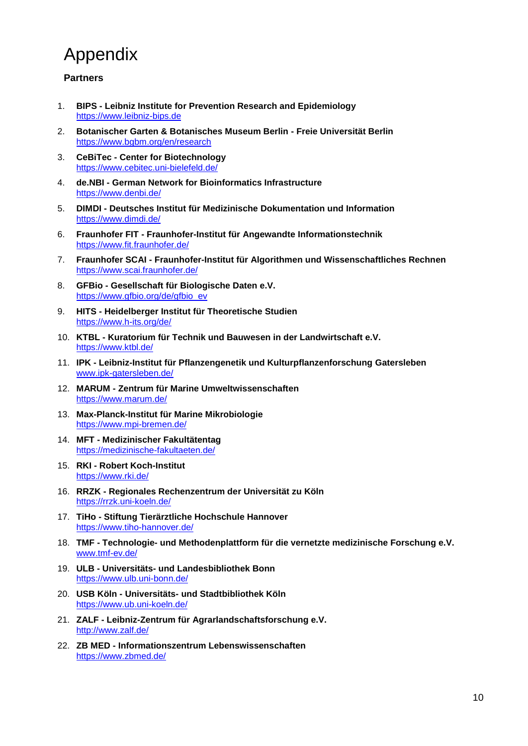# Appendix

### Partners

1. **BIPS - Leibniz Institute for Prevention Research and Epidemiology**
   https://www.leibniz-bips.de
2. **Botanischer Garten & Botanisches Museum Berlin - Freie Universität Berlin**
   https://www.bgbm.org/en/research
3. **CeBiTec - Center for Biotechnology**
   https://www.cebitec.uni-bielefeld.de/
4. **de.NBI - German Network for Bioinformatics Infrastructure**
   https://www.denbi.de/
5. **DIMDI - Deutsches Institut für Medizinische Dokumentation und Information**
   https://www.dimdi.de/
6. **Fraunhofer FIT - Fraunhofer-Institut für Angewandte Informationstechnik**
   https://www.fit.fraunhofer.de/
7. **Fraunhofer SCAI - Fraunhofer-Institut für Algorithmen und Wissenschaftliches Rechnen**
   https://www.scai.fraunhofer.de/
8. **GFBio - Gesellschaft für Biologische Daten e.V.**
   https://www.gfbio.org/de/gfbio_ev
9. **HITS - Heidelberger Institut für Theoretische Studien**
   https://www.h-its.org/de/
10. **KTBL - Kuratorium für Technik und Bauwesen in der Landwirtschaft e.V.**
    https://www.ktbl.de/
11. **IPK - Leibniz-Institut für Pflanzengenetik und Kulturpflanzenforschung Gatersleben**
    www.ipk-gatersleben.de/
12. **MARUM - Zentrum für Marine Umweltwissenschaften**
    https://www.marum.de/
13. **Max-Planck-Institut für Marine Mikrobiologie**
    https://www.mpi-bremen.de/
14. **MFT - Medizinischer Fakultätentag**
    https://medizinische-fakultaeten.de/
15. **RKI - Robert Koch-Institut**
    https://www.rki.de/
16. **RRZK - Regionales Rechenzentrum der Universität zu Köln**
    https://rrzk.uni-koeln.de/
17. **TiHo - Stiftung Tierärztliche Hochschule Hannover**
    https://www.tiho-hannover.de/
18. **TMF - Technologie- und Methodenplattform für die vernetzte medizinische Forschung e.V.**
    www.tmf-ev.de/
19. **ULB - Universitäts- und Landesbibliothek Bonn**
    https://www.ulb.uni-bonn.de/
20. **USB Köln - Universitäts- und Stadtbibliothek Köln**
    https://www.ub.uni-koeln.de/
21. **ZALF - Leibniz-Zentrum für Agrarlandschaftsforschung e.V.**
    http://www.zalf.de/
22. **ZB MED - Informationszentrum Lebenswissenschaften**
    https://www.zbmed.de/